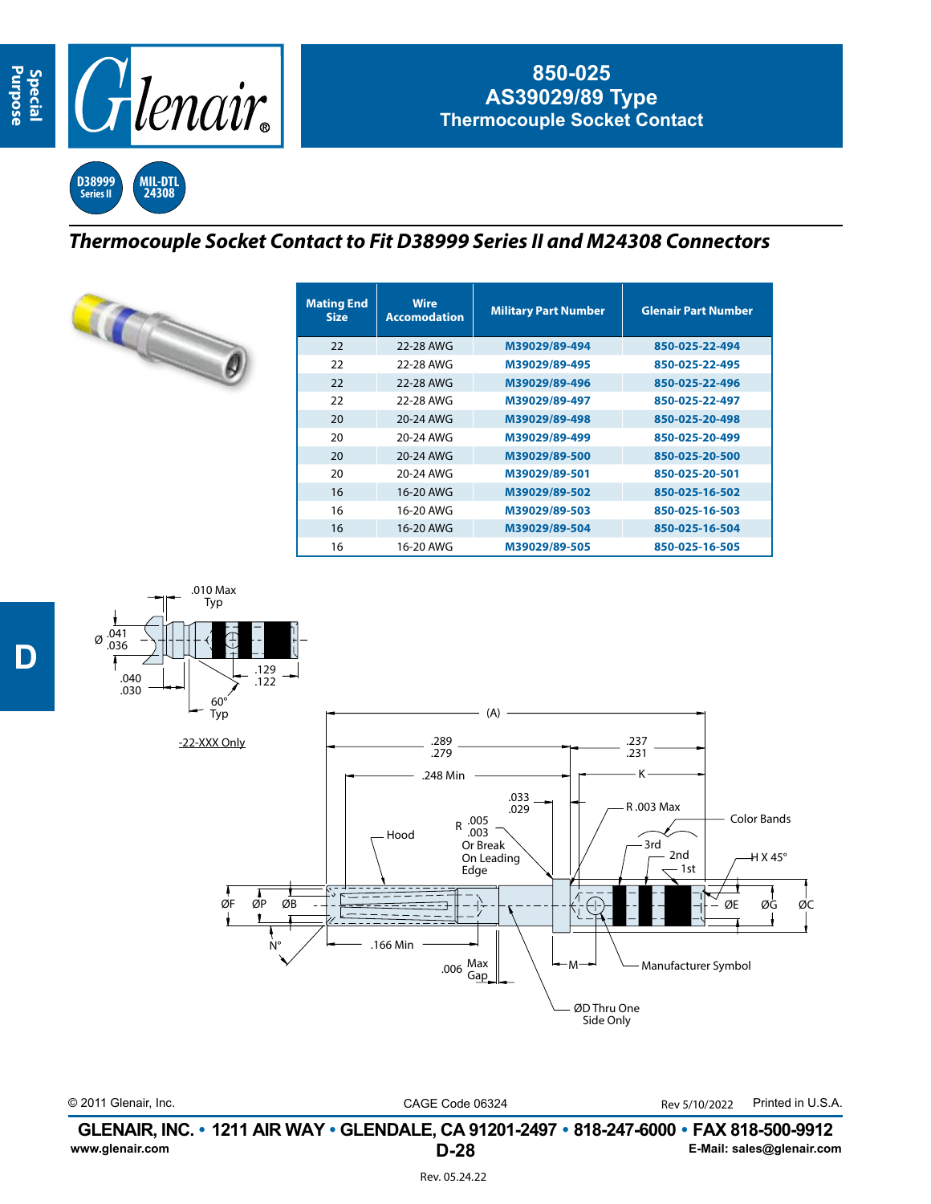# 850-025
## AS39029/89 Type
## Thermocouple Socket Contact

D38999 Series II | MIL-DTL 24308

### *Thermocouple Socket Contact to Fit D38999 Series II and M24308 Connectors*

| Mating End Size | Wire Accomodation | Military Part Number | Glenair Part Number |
|---|---|---|---|
| 22 | 22-28 AWG | M39029/89-494 | 850-025-22-494 |
| 22 | 22-28 AWG | M39029/89-495 | 850-025-22-495 |
| 22 | 22-28 AWG | M39029/89-496 | 850-025-22-496 |
| 22 | 22-28 AWG | M39029/89-497 | 850-025-22-497 |
| 20 | 20-24 AWG | M39029/89-498 | 850-025-20-498 |
| 20 | 20-24 AWG | M39029/89-499 | 850-025-20-499 |
| 20 | 20-24 AWG | M39029/89-500 | 850-025-20-500 |
| 20 | 20-24 AWG | M39029/89-501 | 850-025-20-501 |
| 16 | 16-20 AWG | M39029/89-502 | 850-025-16-502 |
| 16 | 16-20 AWG | M39029/89-503 | 850-025-16-503 |
| 16 | 16-20 AWG | M39029/89-504 | 850-025-16-504 |
| 16 | 16-20 AWG | M39029/89-505 | 850-025-16-505 |

-22-XXX Only: Ø .041/.036; .010 Max Typ; .040/.030; .129/.122; 60° Typ

(A); .289/.279; .237/.231; .248 Min; K; .033/.029; R .003 Max; Color Bands (3rd, 2nd, 1st); H X 45°; Hood; R .005/.003 Or Break On Leading Edge; ØF; ØP; ØB; ØE; ØG; ØC; N°; .166 Min; .006 Max Gap; M; Manufacturer Symbol; ØD Thru One Side Only

© 2011 Glenair, Inc. CAGE Code 06324 Rev 5/10/2022 Printed in U.S.A.

**GLENAIR, INC. • 1211 AIR WAY • GLENDALE, CA 91201-2497 • 818-247-6000 • FAX 818-500-9912**

www.glenair.com | D-28 | E-Mail: sales@glenair.com

Rev. 05.24.22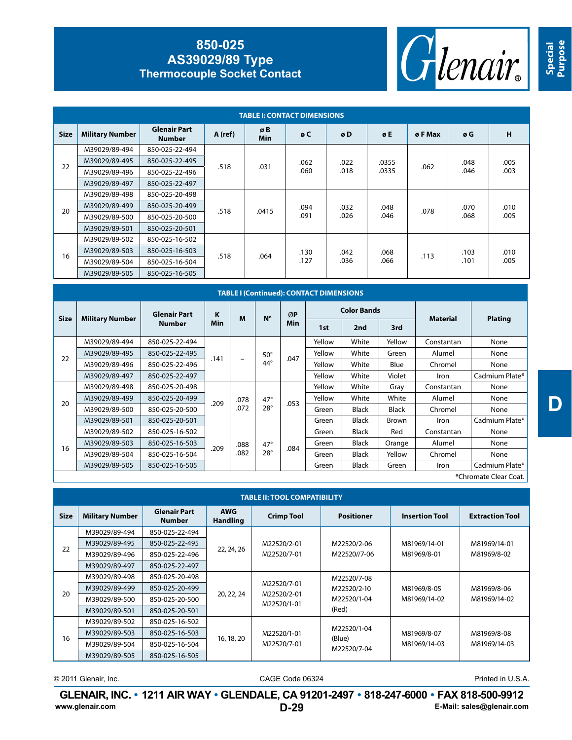# 850-025
## AS39029/89 Type
### Thermocouple Socket Contact

**TABLE I: CONTACT DIMENSIONS**

| Size | Military Number | Glenair Part Number | A (ref) | ø B Min | ø C | ø D | ø E | ø F Max | ø G | H |
|---|---|---|---|---|---|---|---|---|---|---|
| 22 | M39029/89-494 | 850-025-22-494 | .518 | .031 | .062 .060 | .022 .018 | .0355 .0335 | .062 | .048 .046 | .005 .003 |
| | M39029/89-495 | 850-025-22-495 | | | | | | | | |
| | M39029/89-496 | 850-025-22-496 | | | | | | | | |
| | M39029/89-497 | 850-025-22-497 | | | | | | | | |
| 20 | M39029/89-498 | 850-025-20-498 | .518 | .0415 | .094 .091 | .032 .026 | .048 .046 | .078 | .070 .068 | .010 .005 |
| | M39029/89-499 | 850-025-20-499 | | | | | | | | |
| | M39029/89-500 | 850-025-20-500 | | | | | | | | |
| | M39029/89-501 | 850-025-20-501 | | | | | | | | |
| 16 | M39029/89-502 | 850-025-16-502 | .518 | .064 | .130 .127 | .042 .036 | .068 .066 | .113 | .103 .101 | .010 .005 |
| | M39029/89-503 | 850-025-16-503 | | | | | | | | |
| | M39029/89-504 | 850-025-16-504 | | | | | | | | |
| | M39029/89-505 | 850-025-16-505 | | | | | | | | |

**TABLE I (Continued): CONTACT DIMENSIONS**

| Size | Military Number | Glenair Part Number | K Min | M | N° | ØP Min | Color Bands | | | Material | Plating |
|---|---|---|---|---|---|---|---|---|---|---|---|
| | | | | | | | 1st | 2nd | 3rd | | |
| 22 | M39029/89-494 | 850-025-22-494 | .141 | – | 50° 44° | .047 | Yellow | White | Yellow | Constantan | None |
| | M39029/89-495 | 850-025-22-495 | | | | | Yellow | White | Green | Alumel | None |
| | M39029/89-496 | 850-025-22-496 | | | | | Yellow | White | Blue | Chromel | None |
| | M39029/89-497 | 850-025-22-497 | | | | | Yellow | White | Violet | Iron | Cadmium Plate* |
| 20 | M39029/89-498 | 850-025-20-498 | .209 | .078 .072 | 47° 28° | .053 | Yellow | White | Gray | Constantan | None |
| | M39029/89-499 | 850-025-20-499 | | | | | Yellow | White | White | Alumel | None |
| | M39029/89-500 | 850-025-20-500 | | | | | Green | Black | Black | Chromel | None |
| | M39029/89-501 | 850-025-20-501 | | | | | Green | Black | Brown | Iron | Cadmium Plate* |
| 16 | M39029/89-502 | 850-025-16-502 | .209 | .088 .082 | 47° 28° | .084 | Green | Black | Red | Constantan | None |
| | M39029/89-503 | 850-025-16-503 | | | | | Green | Black | Orange | Alumel | None |
| | M39029/89-504 | 850-025-16-504 | | | | | Green | Black | Yellow | Chromel | None |
| | M39029/89-505 | 850-025-16-505 | | | | | Green | Black | Green | Iron | Cadmium Plate* |

*Chromate Clear Coat.

**TABLE II: TOOL COMPATIBILITY**

| Size | Military Number | Glenair Part Number | AWG Handling | Crimp Tool | Positioner | Insertion Tool | Extraction Tool |
|---|---|---|---|---|---|---|---|
| 22 | M39029/89-494 | 850-025-22-494 | 22, 24, 26 | M22520/2-01 M22520/7-01 | M22520/2-06 M22520//7-06 | M81969/14-01 M81969/8-01 | M81969/14-01 M81969/8-02 |
| | M39029/89-495 | 850-025-22-495 | | | | | |
| | M39029/89-496 | 850-025-22-496 | | | | | |
| | M39029/89-497 | 850-025-22-497 | | | | | |
| 20 | M39029/89-498 | 850-025-20-498 | 20, 22, 24 | M22520/7-01 M22520/2-01 M22520/1-01 | M22520/7-08 M22520/2-10 M22520/1-04 (Red) | M81969/8-05 M81969/14-02 | M81969/8-06 M81969/14-02 |
| | M39029/89-499 | 850-025-20-499 | | | | | |
| | M39029/89-500 | 850-025-20-500 | | | | | |
| | M39029/89-501 | 850-025-20-501 | | | | | |
| 16 | M39029/89-502 | 850-025-16-502 | 16, 18, 20 | M22520/1-01 M22520/7-01 | M22520/1-04 (Blue) M22520/7-04 | M81969/8-07 M81969/14-03 | M81969/8-08 M81969/14-03 |
| | M39029/89-503 | 850-025-16-503 | | | | | |
| | M39029/89-504 | 850-025-16-504 | | | | | |
| | M39029/89-505 | 850-025-16-505 | | | | | |

© 2011 Glenair, Inc. CAGE Code 06324 Printed in U.S.A.

**GLENAIR, INC. • 1211 AIR WAY • GLENDALE, CA 91201-2497 • 818-247-6000 • FAX 818-500-9912**

www.glenair.com E-Mail: sales@glenair.com